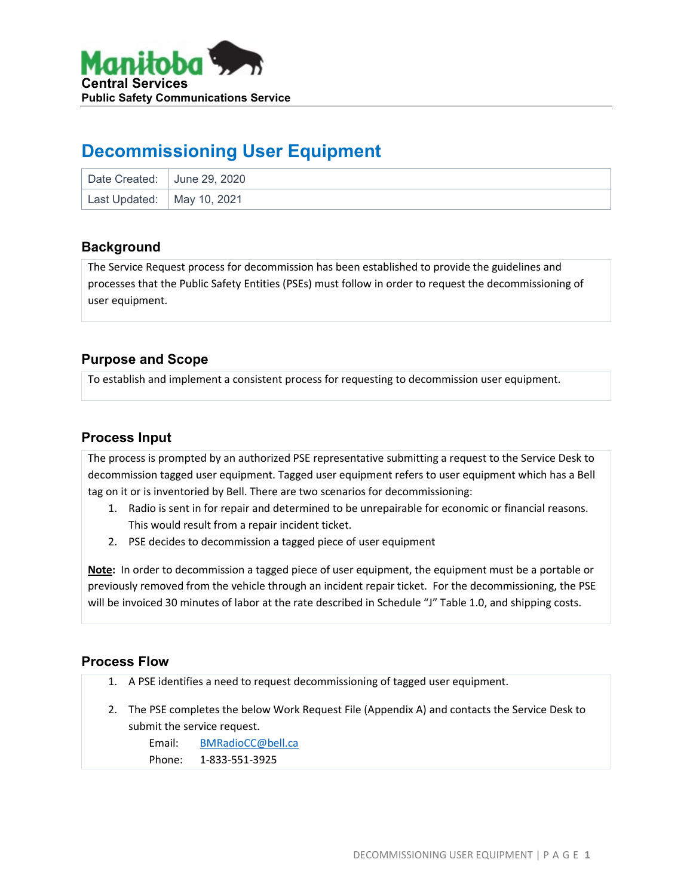Manitoba

**Central Services**
**Public Safety Communications Service**

# Decommissioning User Equipment

| Date Created: | June 29, 2020 |
|---|---|
| Last Updated: | May 10, 2021 |

## Background

The Service Request process for decommission has been established to provide the guidelines and processes that the Public Safety Entities (PSEs) must follow in order to request the decommissioning of user equipment.

## Purpose and Scope

To establish and implement a consistent process for requesting to decommission user equipment.

## Process Input

The process is prompted by an authorized PSE representative submitting a request to the Service Desk to decommission tagged user equipment. Tagged user equipment refers to user equipment which has a Bell tag on it or is inventoried by Bell. There are two scenarios for decommissioning:

1. Radio is sent in for repair and determined to be unrepairable for economic or financial reasons. This would result from a repair incident ticket.
2. PSE decides to decommission a tagged piece of user equipment

**Note:** In order to decommission a tagged piece of user equipment, the equipment must be a portable or previously removed from the vehicle through an incident repair ticket. For the decommissioning, the PSE will be invoiced 30 minutes of labor at the rate described in Schedule "J" Table 1.0, and shipping costs.

## Process Flow

1. A PSE identifies a need to request decommissioning of tagged user equipment.
2. The PSE completes the below Work Request File (Appendix A) and contacts the Service Desk to submit the service request.

   Email: BMRadioCC@bell.ca
   Phone: 1-833-551-3925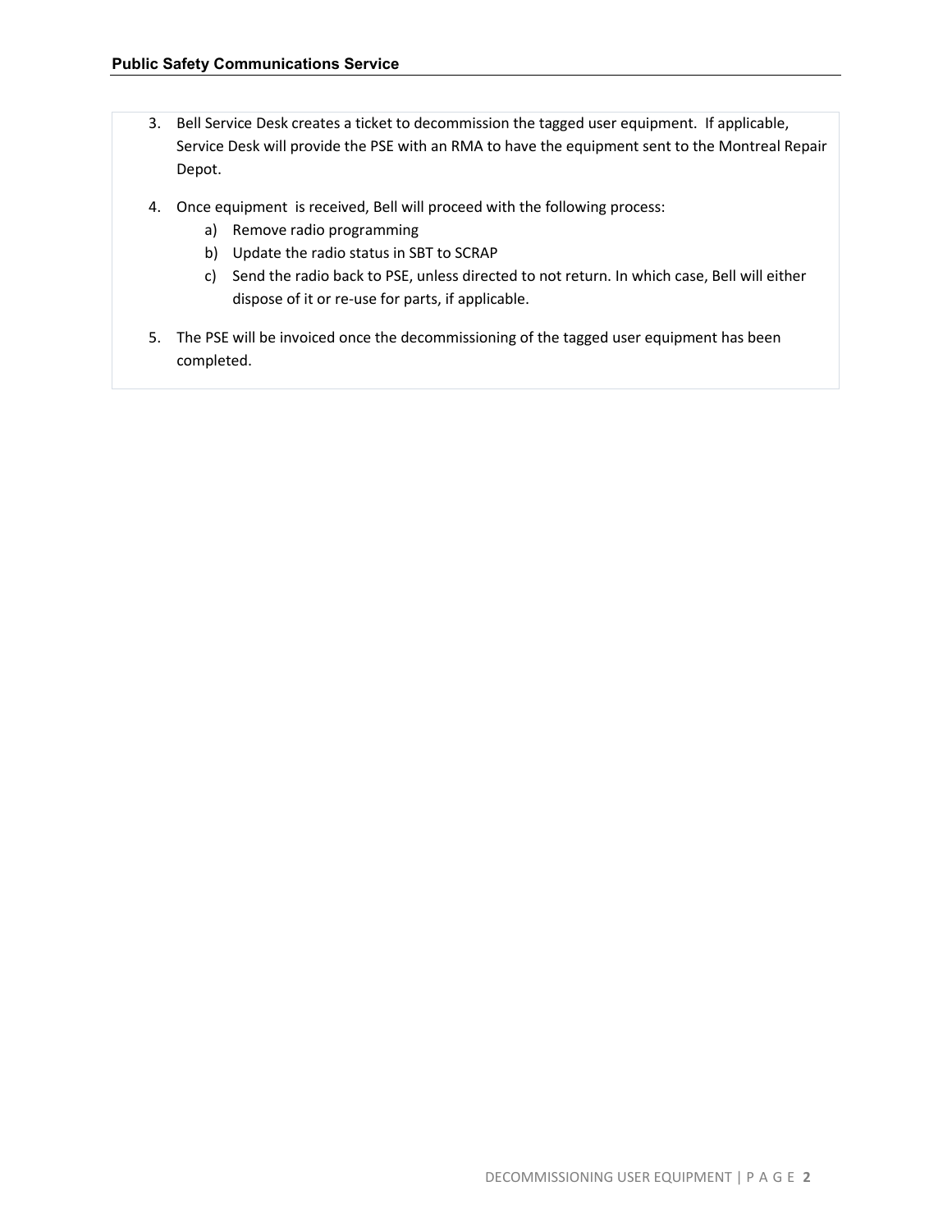3. Bell Service Desk creates a ticket to decommission the tagged user equipment. If applicable, Service Desk will provide the PSE with an RMA to have the equipment sent to the Montreal Repair Depot.

4. Once equipment is received, Bell will proceed with the following process:
   a) Remove radio programming
   b) Update the radio status in SBT to SCRAP
   c) Send the radio back to PSE, unless directed to not return. In which case, Bell will either dispose of it or re-use for parts, if applicable.

5. The PSE will be invoiced once the decommissioning of the tagged user equipment has been completed.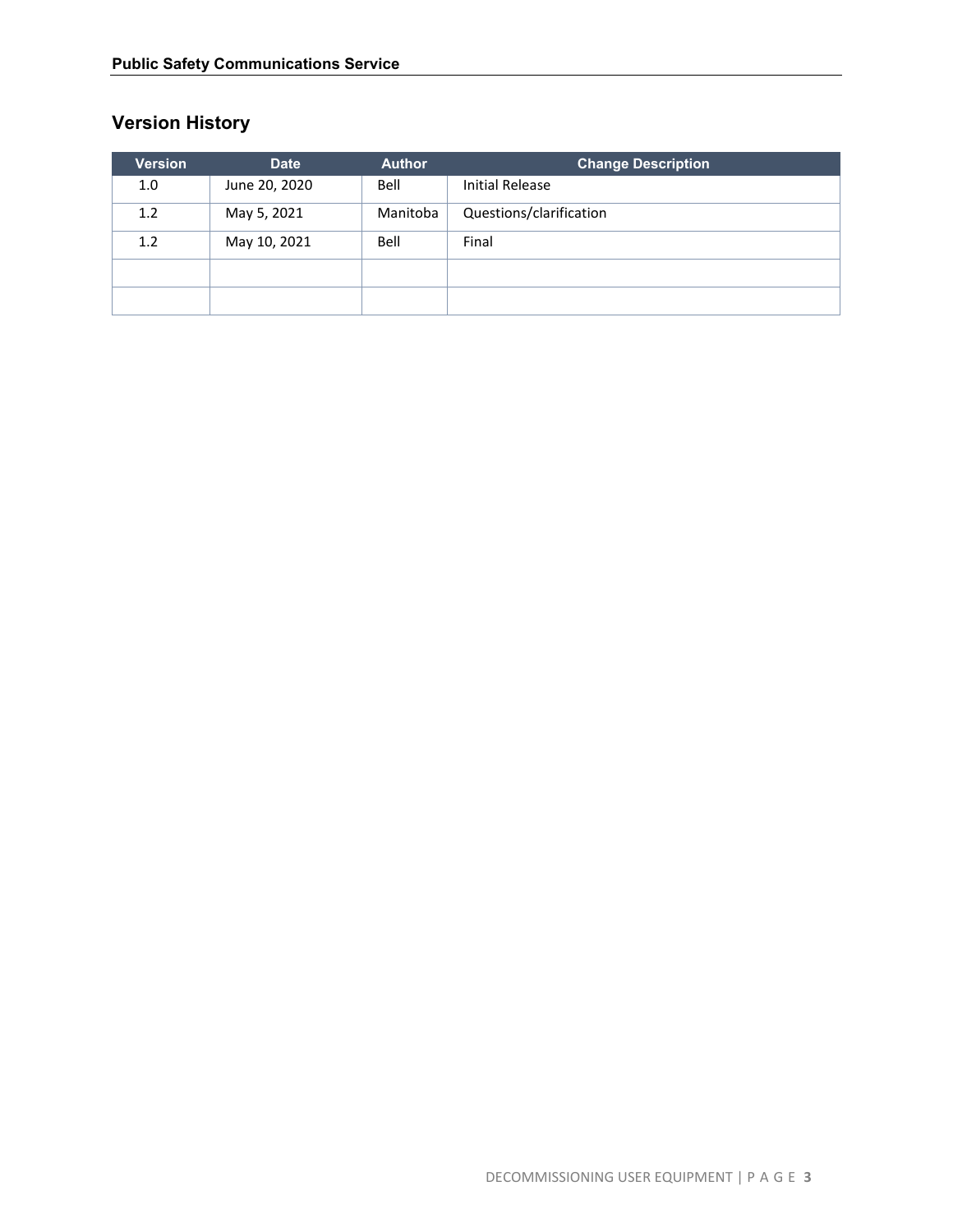## Version History

| Version | Date | Author | Change Description |
| --- | --- | --- | --- |
| 1.0 | June 20, 2020 | Bell | Initial Release |
| 1.2 | May 5, 2021 | Manitoba | Questions/clarification |
| 1.2 | May 10, 2021 | Bell | Final |
| | | | |
| | | | |